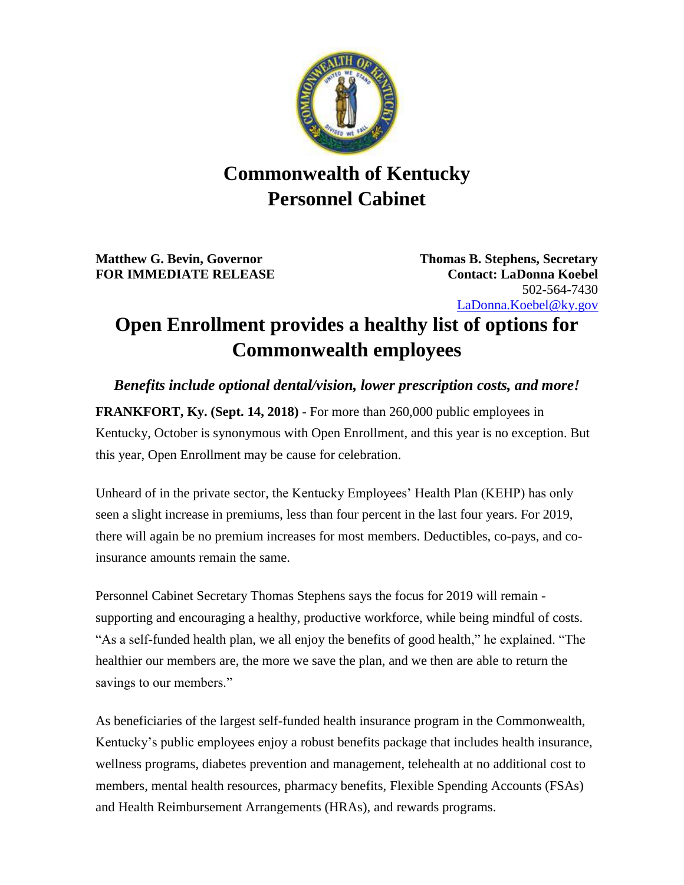# Commonwealth of Kentucky
# Personnel Cabinet

**Matthew G. Bevin, Governor**
**FOR IMMEDIATE RELEASE**

**Thomas B. Stephens, Secretary**
**Contact: LaDonna Koebel**
502-564-7430
LaDonna.Koebel@ky.gov

# Open Enrollment provides a healthy list of options for Commonwealth employees

***Benefits include optional dental/vision, lower prescription costs, and more!***

**FRANKFORT, Ky. (Sept. 14, 2018)** - For more than 260,000 public employees in Kentucky, October is synonymous with Open Enrollment, and this year is no exception. But this year, Open Enrollment may be cause for celebration.

Unheard of in the private sector, the Kentucky Employees' Health Plan (KEHP) has only seen a slight increase in premiums, less than four percent in the last four years. For 2019, there will again be no premium increases for most members. Deductibles, co-pays, and co-insurance amounts remain the same.

Personnel Cabinet Secretary Thomas Stephens says the focus for 2019 will remain - supporting and encouraging a healthy, productive workforce, while being mindful of costs. "As a self-funded health plan, we all enjoy the benefits of good health," he explained. "The healthier our members are, the more we save the plan, and we then are able to return the savings to our members."

As beneficiaries of the largest self-funded health insurance program in the Commonwealth, Kentucky's public employees enjoy a robust benefits package that includes health insurance, wellness programs, diabetes prevention and management, telehealth at no additional cost to members, mental health resources, pharmacy benefits, Flexible Spending Accounts (FSAs) and Health Reimbursement Arrangements (HRAs), and rewards programs.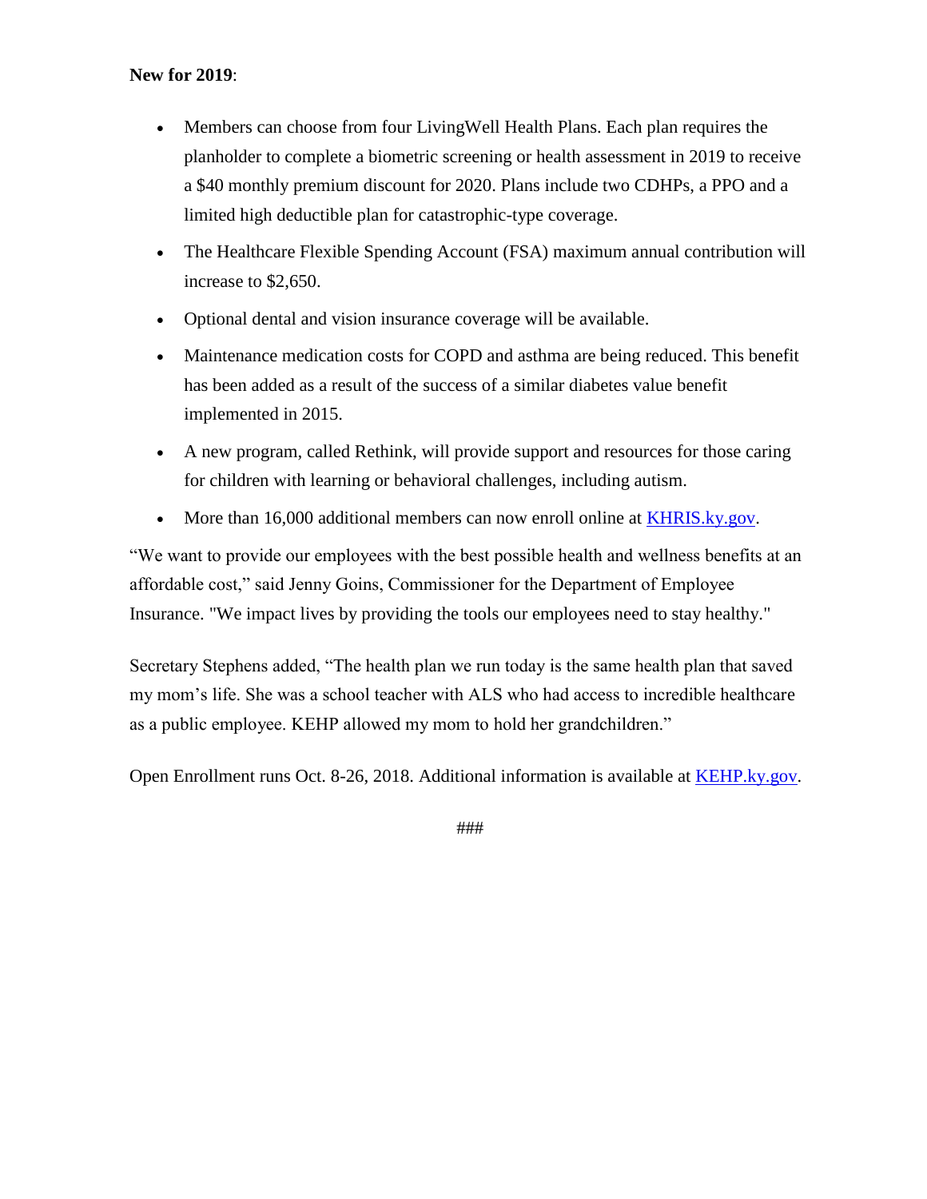**New for 2019**:

- Members can choose from four LivingWell Health Plans. Each plan requires the planholder to complete a biometric screening or health assessment in 2019 to receive a $40 monthly premium discount for 2020. Plans include two CDHPs, a PPO and a limited high deductible plan for catastrophic-type coverage.
- The Healthcare Flexible Spending Account (FSA) maximum annual contribution will increase to $2,650.
- Optional dental and vision insurance coverage will be available.
- Maintenance medication costs for COPD and asthma are being reduced. This benefit has been added as a result of the success of a similar diabetes value benefit implemented in 2015.
- A new program, called Rethink, will provide support and resources for those caring for children with learning or behavioral challenges, including autism.
- More than 16,000 additional members can now enroll online at [KHRIS.ky.gov](KHRIS.ky.gov).

"We want to provide our employees with the best possible health and wellness benefits at an affordable cost," said Jenny Goins, Commissioner for the Department of Employee Insurance. "We impact lives by providing the tools our employees need to stay healthy."

Secretary Stephens added, "The health plan we run today is the same health plan that saved my mom's life. She was a school teacher with ALS who had access to incredible healthcare as a public employee. KEHP allowed my mom to hold her grandchildren."

Open Enrollment runs Oct. 8-26, 2018. Additional information is available at [KEHP.ky.gov](KEHP.ky.gov).

###